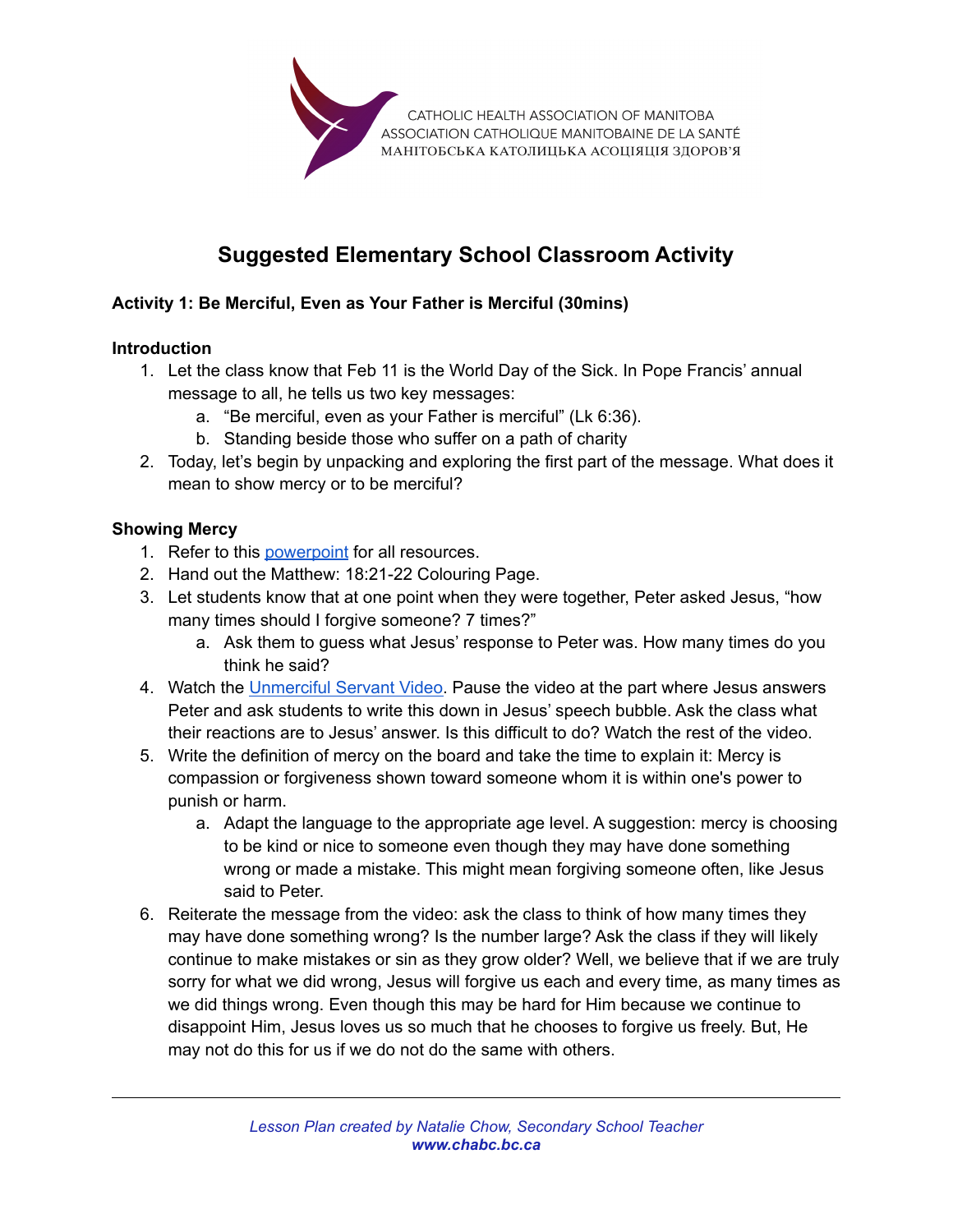CATHOLIC HEALTH ASSOCIATION OF MANITOBA
ASSOCIATION CATHOLIQUE MANITOBAINE DE LA SANTÉ
МАНІТОБСЬКА КАТОЛИЦЬКА АСОЦІЯЦІЯ ЗДОРОВ'Я

# Suggested Elementary School Classroom Activity

### Activity 1: Be Merciful, Even as Your Father is Merciful (30mins)

**Introduction**

1. Let the class know that Feb 11 is the World Day of the Sick. In Pope Francis' annual message to all, he tells us two key messages:
   a. "Be merciful, even as your Father is merciful" (Lk 6:36).
   b. Standing beside those who suffer on a path of charity
2. Today, let's begin by unpacking and exploring the first part of the message. What does it mean to show mercy or to be merciful?

**Showing Mercy**

1. Refer to this [powerpoint] for all resources.
2. Hand out the Matthew: 18:21-22 Colouring Page.
3. Let students know that at one point when they were together, Peter asked Jesus, "how many times should I forgive someone? 7 times?"
   a. Ask them to guess what Jesus' response to Peter was. How many times do you think he said?
4. Watch the [Unmerciful Servant Video]. Pause the video at the part where Jesus answers Peter and ask students to write this down in Jesus' speech bubble. Ask the class what their reactions are to Jesus' answer. Is this difficult to do? Watch the rest of the video.
5. Write the definition of mercy on the board and take the time to explain it: Mercy is compassion or forgiveness shown toward someone whom it is within one's power to punish or harm.
   a. Adapt the language to the appropriate age level. A suggestion: mercy is choosing to be kind or nice to someone even though they may have done something wrong or made a mistake. This might mean forgiving someone often, like Jesus said to Peter.
6. Reiterate the message from the video: ask the class to think of how many times they may have done something wrong? Is the number large? Ask the class if they will likely continue to make mistakes or sin as they grow older? Well, we believe that if we are truly sorry for what we did wrong, Jesus will forgive us each and every time, as many times as we did things wrong. Even though this may be hard for Him because we continue to disappoint Him, Jesus loves us so much that he chooses to forgive us freely. But, He may not do this for us if we do not do the same with others.

*Lesson Plan created by Natalie Chow, Secondary School Teacher*
***www.chabc.bc.ca***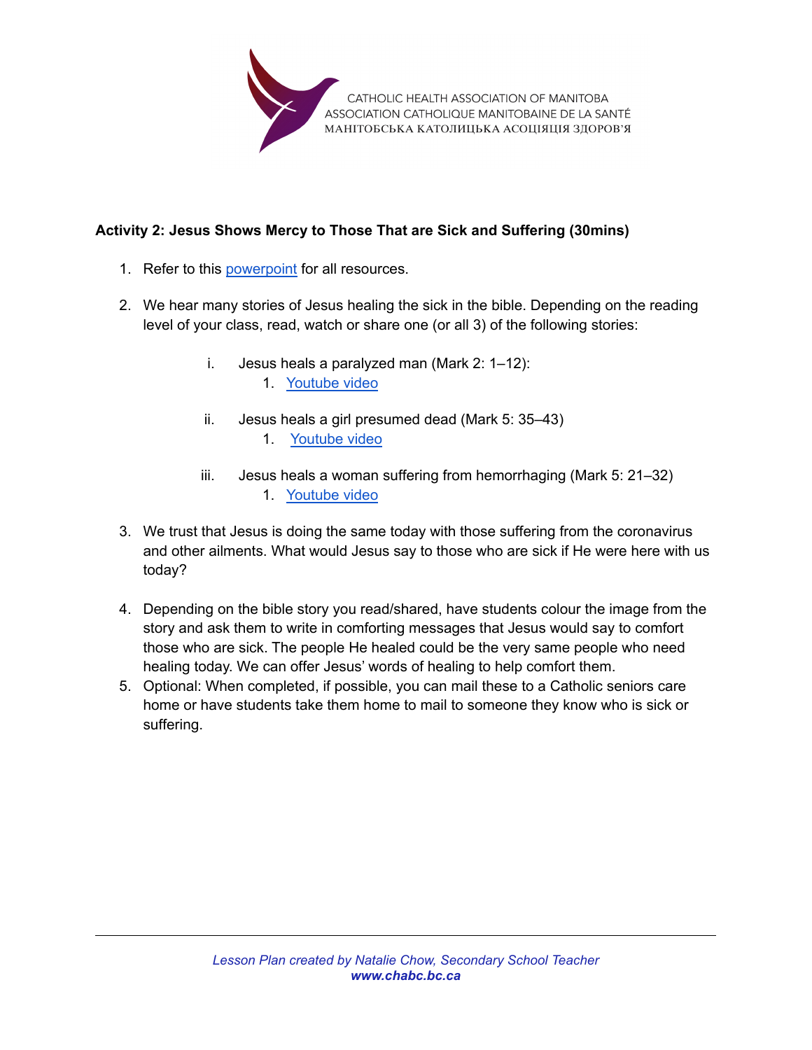CATHOLIC HEALTH ASSOCIATION OF MANITOBA
ASSOCIATION CATHOLIQUE MANITOBAINE DE LA SANTÉ
МАНІТОБСЬКА КАТОЛИЦЬКА АСОЦІЯЦІЯ ЗДОРОВ'Я

**Activity 2: Jesus Shows Mercy to Those That are Sick and Suffering (30mins)**

1. Refer to this powerpoint for all resources.

2. We hear many stories of Jesus healing the sick in the bible. Depending on the reading level of your class, read, watch or share one (or all 3) of the following stories:

   i. Jesus heals a paralyzed man (Mark 2: 1–12):
      1. Youtube video

   ii. Jesus heals a girl presumed dead (Mark 5: 35–43)
      1. Youtube video

   iii. Jesus heals a woman suffering from hemorrhaging (Mark 5: 21–32)
      1. Youtube video

3. We trust that Jesus is doing the same today with those suffering from the coronavirus and other ailments. What would Jesus say to those who are sick if He were here with us today?

4. Depending on the bible story you read/shared, have students colour the image from the story and ask them to write in comforting messages that Jesus would say to comfort those who are sick. The people He healed could be the very same people who need healing today. We can offer Jesus' words of healing to help comfort them.
5. Optional: When completed, if possible, you can mail these to a Catholic seniors care home or have students take them home to mail to someone they know who is sick or suffering.

*Lesson Plan created by Natalie Chow, Secondary School Teacher*
***www.chabc.bc.ca***